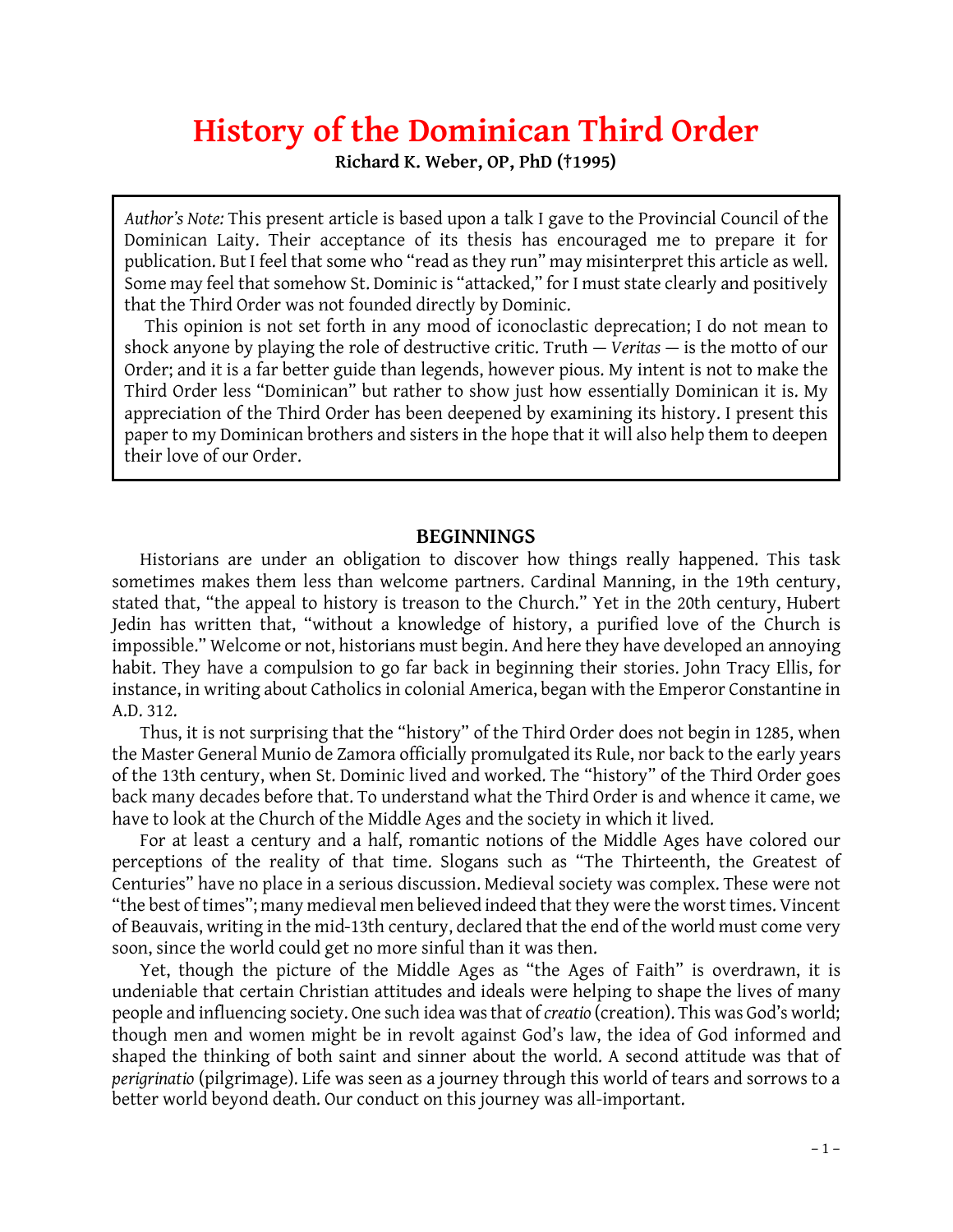# History of the Dominican Third Order

**Richard K. Weber, OP, PhD (†1995)**

> *Author's Note:* This present article is based upon a talk I gave to the Provincial Council of the Dominican Laity. Their acceptance of its thesis has encouraged me to prepare it for publication. But I feel that some who "read as they run" may misinterpret this article as well. Some may feel that somehow St. Dominic is "attacked," for I must state clearly and positively that the Third Order was not founded directly by Dominic.
>
> This opinion is not set forth in any mood of iconoclastic deprecation; I do not mean to shock anyone by playing the role of destructive critic. Truth — *Veritas* — is the motto of our Order; and it is a far better guide than legends, however pious. My intent is not to make the Third Order less "Dominican" but rather to show just how essentially Dominican it is. My appreciation of the Third Order has been deepened by examining its history. I present this paper to my Dominican brothers and sisters in the hope that it will also help them to deepen their love of our Order.

## BEGINNINGS

Historians are under an obligation to discover how things really happened. This task sometimes makes them less than welcome partners. Cardinal Manning, in the 19th century, stated that, "the appeal to history is treason to the Church." Yet in the 20th century, Hubert Jedin has written that, "without a knowledge of history, a purified love of the Church is impossible." Welcome or not, historians must begin. And here they have developed an annoying habit. They have a compulsion to go far back in beginning their stories. John Tracy Ellis, for instance, in writing about Catholics in colonial America, began with the Emperor Constantine in A.D. 312.

Thus, it is not surprising that the "history" of the Third Order does not begin in 1285, when the Master General Munio de Zamora officially promulgated its Rule, nor back to the early years of the 13th century, when St. Dominic lived and worked. The "history" of the Third Order goes back many decades before that. To understand what the Third Order is and whence it came, we have to look at the Church of the Middle Ages and the society in which it lived.

For at least a century and a half, romantic notions of the Middle Ages have colored our perceptions of the reality of that time. Slogans such as "The Thirteenth, the Greatest of Centuries" have no place in a serious discussion. Medieval society was complex. These were not "the best of times"; many medieval men believed indeed that they were the worst times. Vincent of Beauvais, writing in the mid-13th century, declared that the end of the world must come very soon, since the world could get no more sinful than it was then.

Yet, though the picture of the Middle Ages as "the Ages of Faith" is overdrawn, it is undeniable that certain Christian attitudes and ideals were helping to shape the lives of many people and influencing society. One such idea was that of *creatio* (creation). This was God's world; though men and women might be in revolt against God's law, the idea of God informed and shaped the thinking of both saint and sinner about the world. A second attitude was that of *perigrinatio* (pilgrimage). Life was seen as a journey through this world of tears and sorrows to a better world beyond death. Our conduct on this journey was all-important.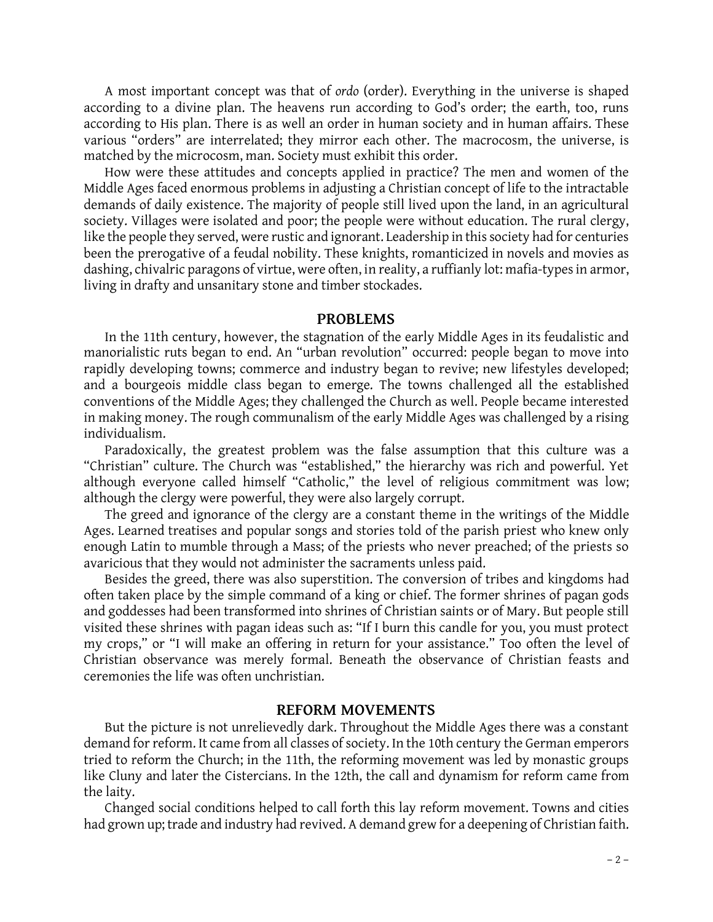A most important concept was that of *ordo* (order). Everything in the universe is shaped according to a divine plan. The heavens run according to God's order; the earth, too, runs according to His plan. There is as well an order in human society and in human affairs. These various "orders" are interrelated; they mirror each other. The macrocosm, the universe, is matched by the microcosm, man. Society must exhibit this order.

How were these attitudes and concepts applied in practice? The men and women of the Middle Ages faced enormous problems in adjusting a Christian concept of life to the intractable demands of daily existence. The majority of people still lived upon the land, in an agricultural society. Villages were isolated and poor; the people were without education. The rural clergy, like the people they served, were rustic and ignorant. Leadership in this society had for centuries been the prerogative of a feudal nobility. These knights, romanticized in novels and movies as dashing, chivalric paragons of virtue, were often, in reality, a ruffianly lot: mafia-types in armor, living in drafty and unsanitary stone and timber stockades.

## PROBLEMS

In the 11th century, however, the stagnation of the early Middle Ages in its feudalistic and manorialistic ruts began to end. An "urban revolution" occurred: people began to move into rapidly developing towns; commerce and industry began to revive; new lifestyles developed; and a bourgeois middle class began to emerge. The towns challenged all the established conventions of the Middle Ages; they challenged the Church as well. People became interested in making money. The rough communalism of the early Middle Ages was challenged by a rising individualism.

Paradoxically, the greatest problem was the false assumption that this culture was a "Christian" culture. The Church was "established," the hierarchy was rich and powerful. Yet although everyone called himself "Catholic," the level of religious commitment was low; although the clergy were powerful, they were also largely corrupt.

The greed and ignorance of the clergy are a constant theme in the writings of the Middle Ages. Learned treatises and popular songs and stories told of the parish priest who knew only enough Latin to mumble through a Mass; of the priests who never preached; of the priests so avaricious that they would not administer the sacraments unless paid.

Besides the greed, there was also superstition. The conversion of tribes and kingdoms had often taken place by the simple command of a king or chief. The former shrines of pagan gods and goddesses had been transformed into shrines of Christian saints or of Mary. But people still visited these shrines with pagan ideas such as: "If I burn this candle for you, you must protect my crops," or "I will make an offering in return for your assistance." Too often the level of Christian observance was merely formal. Beneath the observance of Christian feasts and ceremonies the life was often unchristian.

## REFORM MOVEMENTS

But the picture is not unrelievedly dark. Throughout the Middle Ages there was a constant demand for reform. It came from all classes of society. In the 10th century the German emperors tried to reform the Church; in the 11th, the reforming movement was led by monastic groups like Cluny and later the Cistercians. In the 12th, the call and dynamism for reform came from the laity.

Changed social conditions helped to call forth this lay reform movement. Towns and cities had grown up; trade and industry had revived. A demand grew for a deepening of Christian faith.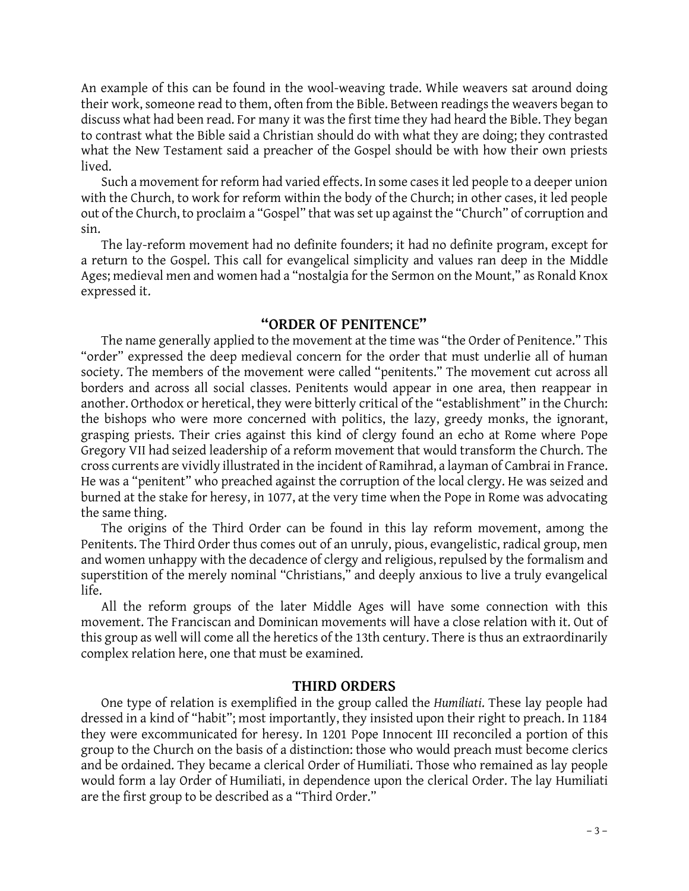An example of this can be found in the wool-weaving trade. While weavers sat around doing their work, someone read to them, often from the Bible. Between readings the weavers began to discuss what had been read. For many it was the first time they had heard the Bible. They began to contrast what the Bible said a Christian should do with what they are doing; they contrasted what the New Testament said a preacher of the Gospel should be with how their own priests lived.

Such a movement for reform had varied effects. In some cases it led people to a deeper union with the Church, to work for reform within the body of the Church; in other cases, it led people out of the Church, to proclaim a "Gospel" that was set up against the "Church" of corruption and sin.

The lay-reform movement had no definite founders; it had no definite program, except for a return to the Gospel. This call for evangelical simplicity and values ran deep in the Middle Ages; medieval men and women had a "nostalgia for the Sermon on the Mount," as Ronald Knox expressed it.

## "ORDER OF PENITENCE"

The name generally applied to the movement at the time was "the Order of Penitence." This "order" expressed the deep medieval concern for the order that must underlie all of human society. The members of the movement were called "penitents." The movement cut across all borders and across all social classes. Penitents would appear in one area, then reappear in another. Orthodox or heretical, they were bitterly critical of the "establishment" in the Church: the bishops who were more concerned with politics, the lazy, greedy monks, the ignorant, grasping priests. Their cries against this kind of clergy found an echo at Rome where Pope Gregory VII had seized leadership of a reform movement that would transform the Church. The cross currents are vividly illustrated in the incident of Ramihrad, a layman of Cambrai in France. He was a "penitent" who preached against the corruption of the local clergy. He was seized and burned at the stake for heresy, in 1077, at the very time when the Pope in Rome was advocating the same thing.

The origins of the Third Order can be found in this lay reform movement, among the Penitents. The Third Order thus comes out of an unruly, pious, evangelistic, radical group, men and women unhappy with the decadence of clergy and religious, repulsed by the formalism and superstition of the merely nominal "Christians," and deeply anxious to live a truly evangelical life.

All the reform groups of the later Middle Ages will have some connection with this movement. The Franciscan and Dominican movements will have a close relation with it. Out of this group as well will come all the heretics of the 13th century. There is thus an extraordinarily complex relation here, one that must be examined.

## THIRD ORDERS

One type of relation is exemplified in the group called the *Humiliati*. These lay people had dressed in a kind of "habit"; most importantly, they insisted upon their right to preach. In 1184 they were excommunicated for heresy. In 1201 Pope Innocent III reconciled a portion of this group to the Church on the basis of a distinction: those who would preach must become clerics and be ordained. They became a clerical Order of Humiliati. Those who remained as lay people would form a lay Order of Humiliati, in dependence upon the clerical Order. The lay Humiliati are the first group to be described as a "Third Order."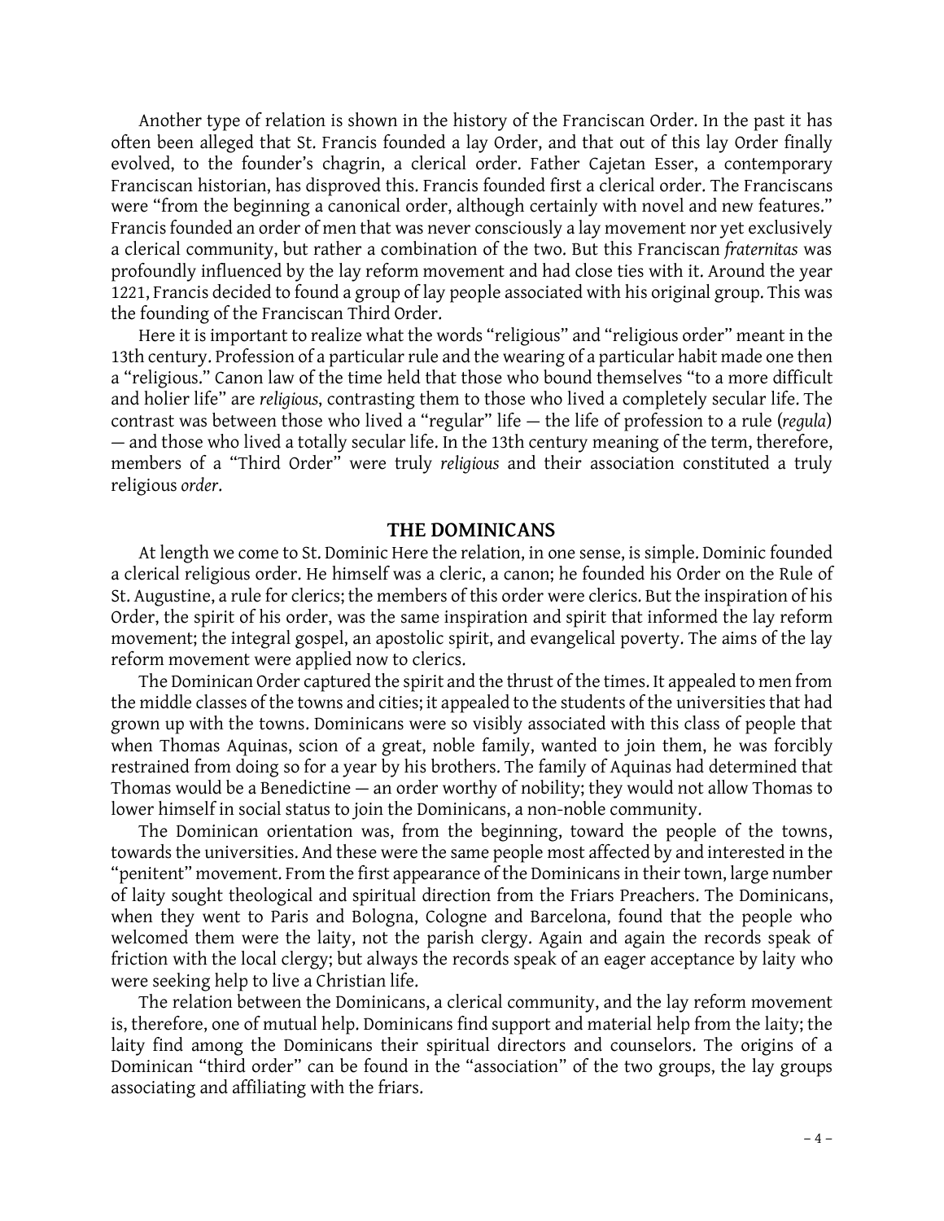Another type of relation is shown in the history of the Franciscan Order. In the past it has often been alleged that St. Francis founded a lay Order, and that out of this lay Order finally evolved, to the founder's chagrin, a clerical order. Father Cajetan Esser, a contemporary Franciscan historian, has disproved this. Francis founded first a clerical order. The Franciscans were "from the beginning a canonical order, although certainly with novel and new features." Francis founded an order of men that was never consciously a lay movement nor yet exclusively a clerical community, but rather a combination of the two. But this Franciscan *fraternitas* was profoundly influenced by the lay reform movement and had close ties with it. Around the year 1221, Francis decided to found a group of lay people associated with his original group. This was the founding of the Franciscan Third Order.

Here it is important to realize what the words "religious" and "religious order" meant in the 13th century. Profession of a particular rule and the wearing of a particular habit made one then a "religious." Canon law of the time held that those who bound themselves "to a more difficult and holier life" are *religious*, contrasting them to those who lived a completely secular life. The contrast was between those who lived a "regular" life — the life of profession to a rule (*regula*) — and those who lived a totally secular life. In the 13th century meaning of the term, therefore, members of a "Third Order" were truly *religious* and their association constituted a truly religious *order*.

## THE DOMINICANS

At length we come to St. Dominic Here the relation, in one sense, is simple. Dominic founded a clerical religious order. He himself was a cleric, a canon; he founded his Order on the Rule of St. Augustine, a rule for clerics; the members of this order were clerics. But the inspiration of his Order, the spirit of his order, was the same inspiration and spirit that informed the lay reform movement; the integral gospel, an apostolic spirit, and evangelical poverty. The aims of the lay reform movement were applied now to clerics.

The Dominican Order captured the spirit and the thrust of the times. It appealed to men from the middle classes of the towns and cities; it appealed to the students of the universities that had grown up with the towns. Dominicans were so visibly associated with this class of people that when Thomas Aquinas, scion of a great, noble family, wanted to join them, he was forcibly restrained from doing so for a year by his brothers. The family of Aquinas had determined that Thomas would be a Benedictine — an order worthy of nobility; they would not allow Thomas to lower himself in social status to join the Dominicans, a non-noble community.

The Dominican orientation was, from the beginning, toward the people of the towns, towards the universities. And these were the same people most affected by and interested in the "penitent" movement. From the first appearance of the Dominicans in their town, large number of laity sought theological and spiritual direction from the Friars Preachers. The Dominicans, when they went to Paris and Bologna, Cologne and Barcelona, found that the people who welcomed them were the laity, not the parish clergy. Again and again the records speak of friction with the local clergy; but always the records speak of an eager acceptance by laity who were seeking help to live a Christian life.

The relation between the Dominicans, a clerical community, and the lay reform movement is, therefore, one of mutual help. Dominicans find support and material help from the laity; the laity find among the Dominicans their spiritual directors and counselors. The origins of a Dominican "third order" can be found in the "association" of the two groups, the lay groups associating and affiliating with the friars.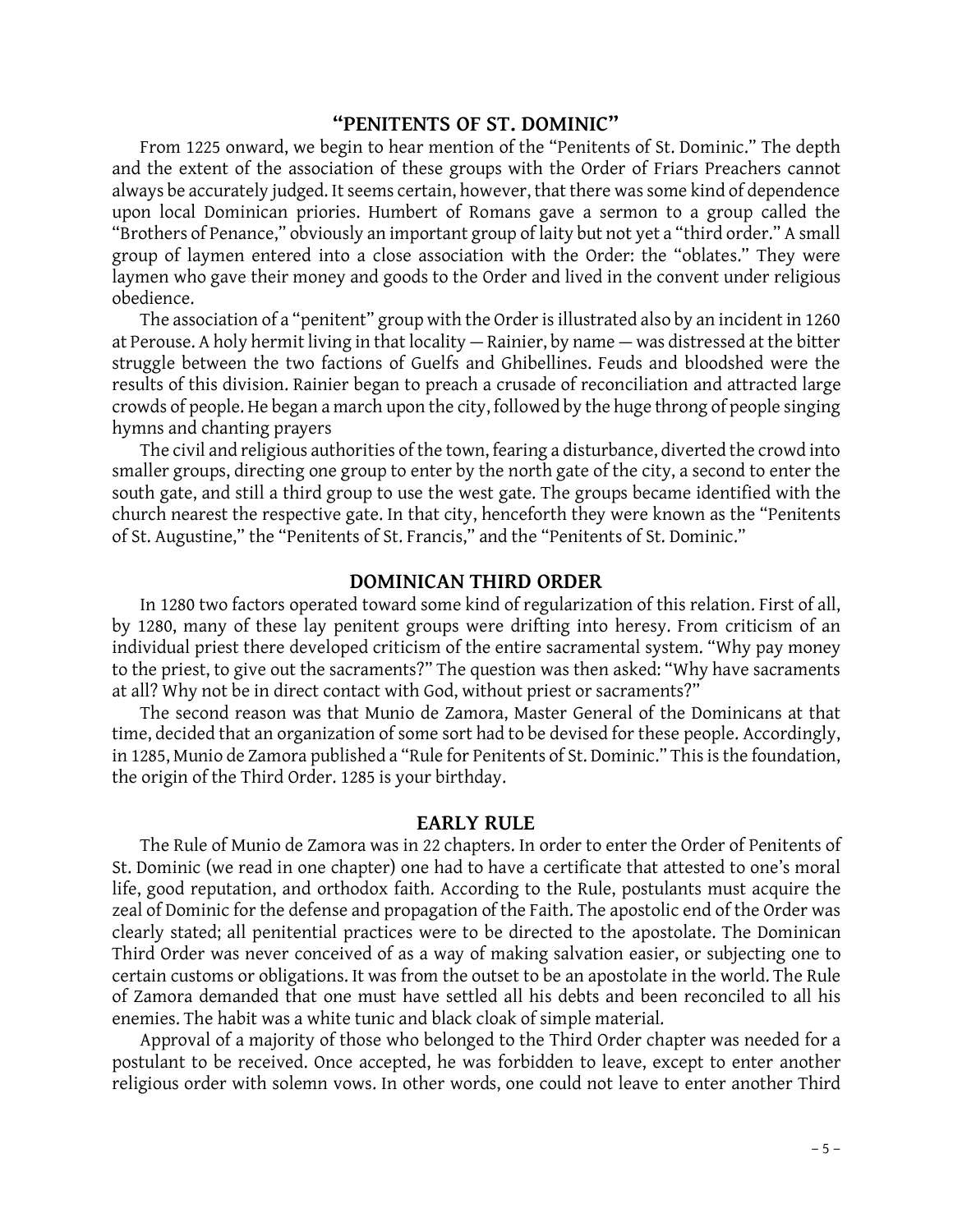## "PENITENTS OF ST. DOMINIC"

From 1225 onward, we begin to hear mention of the "Penitents of St. Dominic." The depth and the extent of the association of these groups with the Order of Friars Preachers cannot always be accurately judged. It seems certain, however, that there was some kind of dependence upon local Dominican priories. Humbert of Romans gave a sermon to a group called the "Brothers of Penance," obviously an important group of laity but not yet a "third order." A small group of laymen entered into a close association with the Order: the "oblates." They were laymen who gave their money and goods to the Order and lived in the convent under religious obedience.

The association of a "penitent" group with the Order is illustrated also by an incident in 1260 at Perouse. A holy hermit living in that locality — Rainier, by name — was distressed at the bitter struggle between the two factions of Guelfs and Ghibellines. Feuds and bloodshed were the results of this division. Rainier began to preach a crusade of reconciliation and attracted large crowds of people. He began a march upon the city, followed by the huge throng of people singing hymns and chanting prayers

The civil and religious authorities of the town, fearing a disturbance, diverted the crowd into smaller groups, directing one group to enter by the north gate of the city, a second to enter the south gate, and still a third group to use the west gate. The groups became identified with the church nearest the respective gate. In that city, henceforth they were known as the "Penitents of St. Augustine," the "Penitents of St. Francis," and the "Penitents of St. Dominic."

## DOMINICAN THIRD ORDER

In 1280 two factors operated toward some kind of regularization of this relation. First of all, by 1280, many of these lay penitent groups were drifting into heresy. From criticism of an individual priest there developed criticism of the entire sacramental system. "Why pay money to the priest, to give out the sacraments?" The question was then asked: "Why have sacraments at all? Why not be in direct contact with God, without priest or sacraments?"

The second reason was that Munio de Zamora, Master General of the Dominicans at that time, decided that an organization of some sort had to be devised for these people. Accordingly, in 1285, Munio de Zamora published a "Rule for Penitents of St. Dominic." This is the foundation, the origin of the Third Order. 1285 is your birthday.

## EARLY RULE

The Rule of Munio de Zamora was in 22 chapters. In order to enter the Order of Penitents of St. Dominic (we read in one chapter) one had to have a certificate that attested to one's moral life, good reputation, and orthodox faith. According to the Rule, postulants must acquire the zeal of Dominic for the defense and propagation of the Faith. The apostolic end of the Order was clearly stated; all penitential practices were to be directed to the apostolate. The Dominican Third Order was never conceived of as a way of making salvation easier, or subjecting one to certain customs or obligations. It was from the outset to be an apostolate in the world. The Rule of Zamora demanded that one must have settled all his debts and been reconciled to all his enemies. The habit was a white tunic and black cloak of simple material.

Approval of a majority of those who belonged to the Third Order chapter was needed for a postulant to be received. Once accepted, he was forbidden to leave, except to enter another religious order with solemn vows. In other words, one could not leave to enter another Third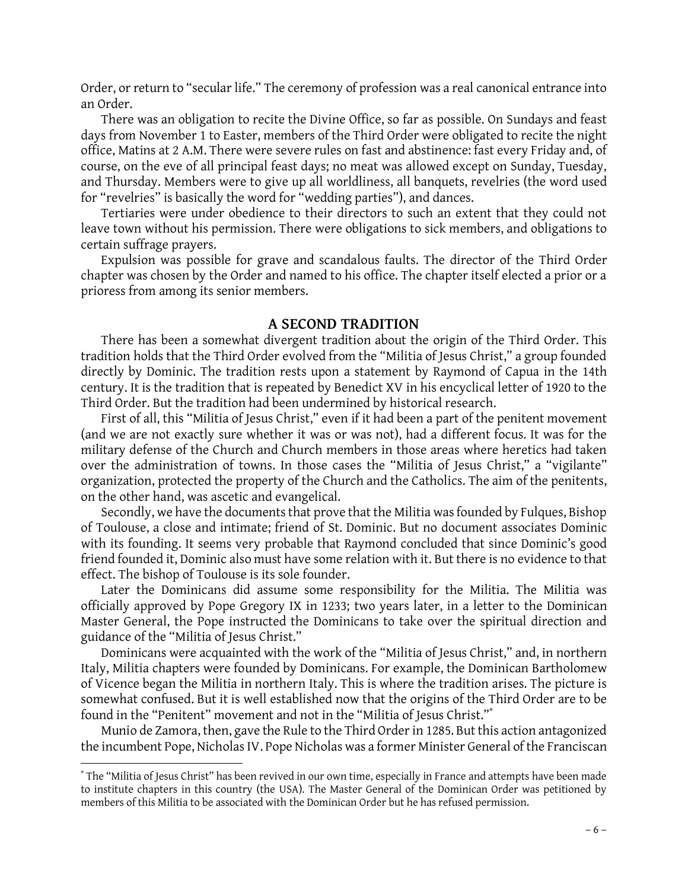Order, or return to "secular life." The ceremony of profession was a real canonical entrance into an Order.

There was an obligation to recite the Divine Office, so far as possible. On Sundays and feast days from November 1 to Easter, members of the Third Order were obligated to recite the night office, Matins at 2 A.M. There were severe rules on fast and abstinence: fast every Friday and, of course, on the eve of all principal feast days; no meat was allowed except on Sunday, Tuesday, and Thursday. Members were to give up all worldliness, all banquets, revelries (the word used for "revelries" is basically the word for "wedding parties"), and dances.

Tertiaries were under obedience to their directors to such an extent that they could not leave town without his permission. There were obligations to sick members, and obligations to certain suffrage prayers.

Expulsion was possible for grave and scandalous faults. The director of the Third Order chapter was chosen by the Order and named to his office. The chapter itself elected a prior or a prioress from among its senior members.

## A SECOND TRADITION

There has been a somewhat divergent tradition about the origin of the Third Order. This tradition holds that the Third Order evolved from the "Militia of Jesus Christ," a group founded directly by Dominic. The tradition rests upon a statement by Raymond of Capua in the 14th century. It is the tradition that is repeated by Benedict XV in his encyclical letter of 1920 to the Third Order. But the tradition had been undermined by historical research.

First of all, this "Militia of Jesus Christ," even if it had been a part of the penitent movement (and we are not exactly sure whether it was or was not), had a different focus. It was for the military defense of the Church and Church members in those areas where heretics had taken over the administration of towns. In those cases the "Militia of Jesus Christ," a "vigilante" organization, protected the property of the Church and the Catholics. The aim of the penitents, on the other hand, was ascetic and evangelical.

Secondly, we have the documents that prove that the Militia was founded by Fulques, Bishop of Toulouse, a close and intimate; friend of St. Dominic. But no document associates Dominic with its founding. It seems very probable that Raymond concluded that since Dominic's good friend founded it, Dominic also must have some relation with it. But there is no evidence to that effect. The bishop of Toulouse is its sole founder.

Later the Dominicans did assume some responsibility for the Militia. The Militia was officially approved by Pope Gregory IX in 1233; two years later, in a letter to the Dominican Master General, the Pope instructed the Dominicans to take over the spiritual direction and guidance of the "Militia of Jesus Christ."

Dominicans were acquainted with the work of the "Militia of Jesus Christ," and, in northern Italy, Militia chapters were founded by Dominicans. For example, the Dominican Bartholomew of Vicence began the Militia in northern Italy. This is where the tradition arises. The picture is somewhat confused. But it is well established now that the origins of the Third Order are to be found in the "Penitent" movement and not in the "Militia of Jesus Christ."*

Munio de Zamora, then, gave the Rule to the Third Order in 1285. But this action antagonized the incumbent Pope, Nicholas IV. Pope Nicholas was a former Minister General of the Franciscan

---

* The "Militia of Jesus Christ" has been revived in our own time, especially in France and attempts have been made to institute chapters in this country (the USA). The Master General of the Dominican Order was petitioned by members of this Militia to be associated with the Dominican Order but he has refused permission.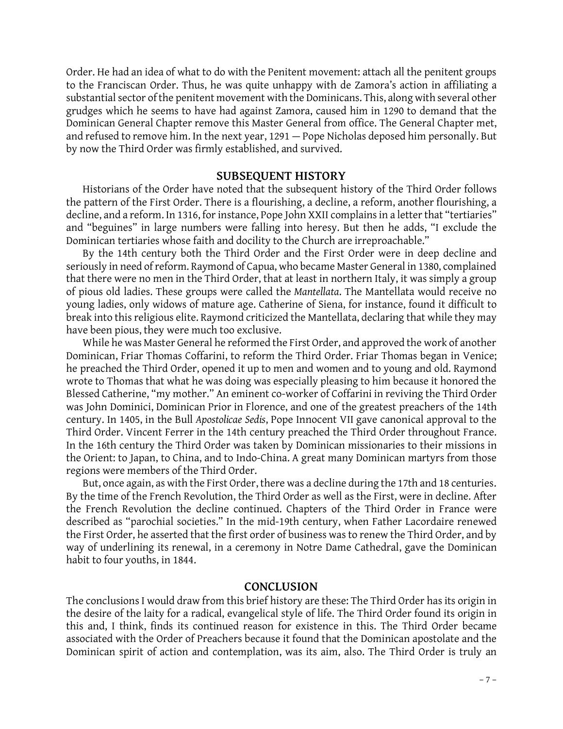Order. He had an idea of what to do with the Penitent movement: attach all the penitent groups to the Franciscan Order. Thus, he was quite unhappy with de Zamora's action in affiliating a substantial sector of the penitent movement with the Dominicans. This, along with several other grudges which he seems to have had against Zamora, caused him in 1290 to demand that the Dominican General Chapter remove this Master General from office. The General Chapter met, and refused to remove him. In the next year, 1291 — Pope Nicholas deposed him personally. But by now the Third Order was firmly established, and survived.

## SUBSEQUENT HISTORY

Historians of the Order have noted that the subsequent history of the Third Order follows the pattern of the First Order. There is a flourishing, a decline, a reform, another flourishing, a decline, and a reform. In 1316, for instance, Pope John XXII complains in a letter that "tertiaries" and "beguines" in large numbers were falling into heresy. But then he adds, "I exclude the Dominican tertiaries whose faith and docility to the Church are irreproachable."

By the 14th century both the Third Order and the First Order were in deep decline and seriously in need of reform. Raymond of Capua, who became Master General in 1380, complained that there were no men in the Third Order, that at least in northern Italy, it was simply a group of pious old ladies. These groups were called the *Mantellata*. The Mantellata would receive no young ladies, only widows of mature age. Catherine of Siena, for instance, found it difficult to break into this religious elite. Raymond criticized the Mantellata, declaring that while they may have been pious, they were much too exclusive.

While he was Master General he reformed the First Order, and approved the work of another Dominican, Friar Thomas Coffarini, to reform the Third Order. Friar Thomas began in Venice; he preached the Third Order, opened it up to men and women and to young and old. Raymond wrote to Thomas that what he was doing was especially pleasing to him because it honored the Blessed Catherine, "my mother." An eminent co-worker of Coffarini in reviving the Third Order was John Dominici, Dominican Prior in Florence, and one of the greatest preachers of the 14th century. In 1405, in the Bull *Apostolicae Sedis*, Pope Innocent VII gave canonical approval to the Third Order. Vincent Ferrer in the 14th century preached the Third Order throughout France. In the 16th century the Third Order was taken by Dominican missionaries to their missions in the Orient: to Japan, to China, and to Indo-China. A great many Dominican martyrs from those regions were members of the Third Order.

But, once again, as with the First Order, there was a decline during the 17th and 18 centuries. By the time of the French Revolution, the Third Order as well as the First, were in decline. After the French Revolution the decline continued. Chapters of the Third Order in France were described as "parochial societies." In the mid-19th century, when Father Lacordaire renewed the First Order, he asserted that the first order of business was to renew the Third Order, and by way of underlining its renewal, in a ceremony in Notre Dame Cathedral, gave the Dominican habit to four youths, in 1844.

## CONCLUSION

The conclusions I would draw from this brief history are these: The Third Order has its origin in the desire of the laity for a radical, evangelical style of life. The Third Order found its origin in this and, I think, finds its continued reason for existence in this. The Third Order became associated with the Order of Preachers because it found that the Dominican apostolate and the Dominican spirit of action and contemplation, was its aim, also. The Third Order is truly an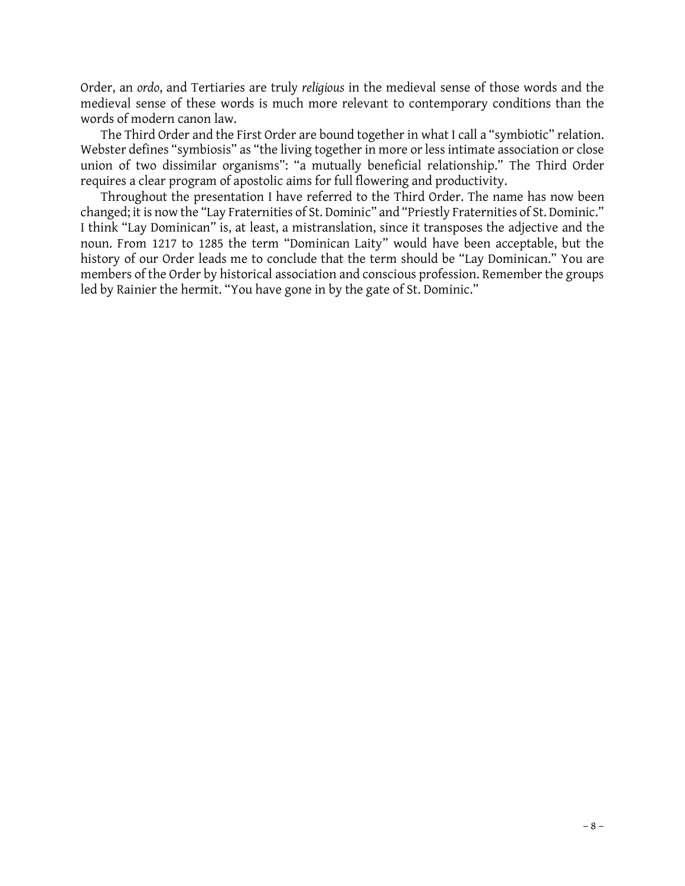Order, an *ordo*, and Tertiaries are truly *religious* in the medieval sense of those words and the medieval sense of these words is much more relevant to contemporary conditions than the words of modern canon law.

The Third Order and the First Order are bound together in what I call a "symbiotic" relation. Webster defines "symbiosis" as "the living together in more or less intimate association or close union of two dissimilar organisms": "a mutually beneficial relationship." The Third Order requires a clear program of apostolic aims for full flowering and productivity.

Throughout the presentation I have referred to the Third Order. The name has now been changed; it is now the "Lay Fraternities of St. Dominic" and "Priestly Fraternities of St. Dominic." I think "Lay Dominican" is, at least, a mistranslation, since it transposes the adjective and the noun. From 1217 to 1285 the term "Dominican Laity" would have been acceptable, but the history of our Order leads me to conclude that the term should be "Lay Dominican." You are members of the Order by historical association and conscious profession. Remember the groups led by Rainier the hermit. "You have gone in by the gate of St. Dominic."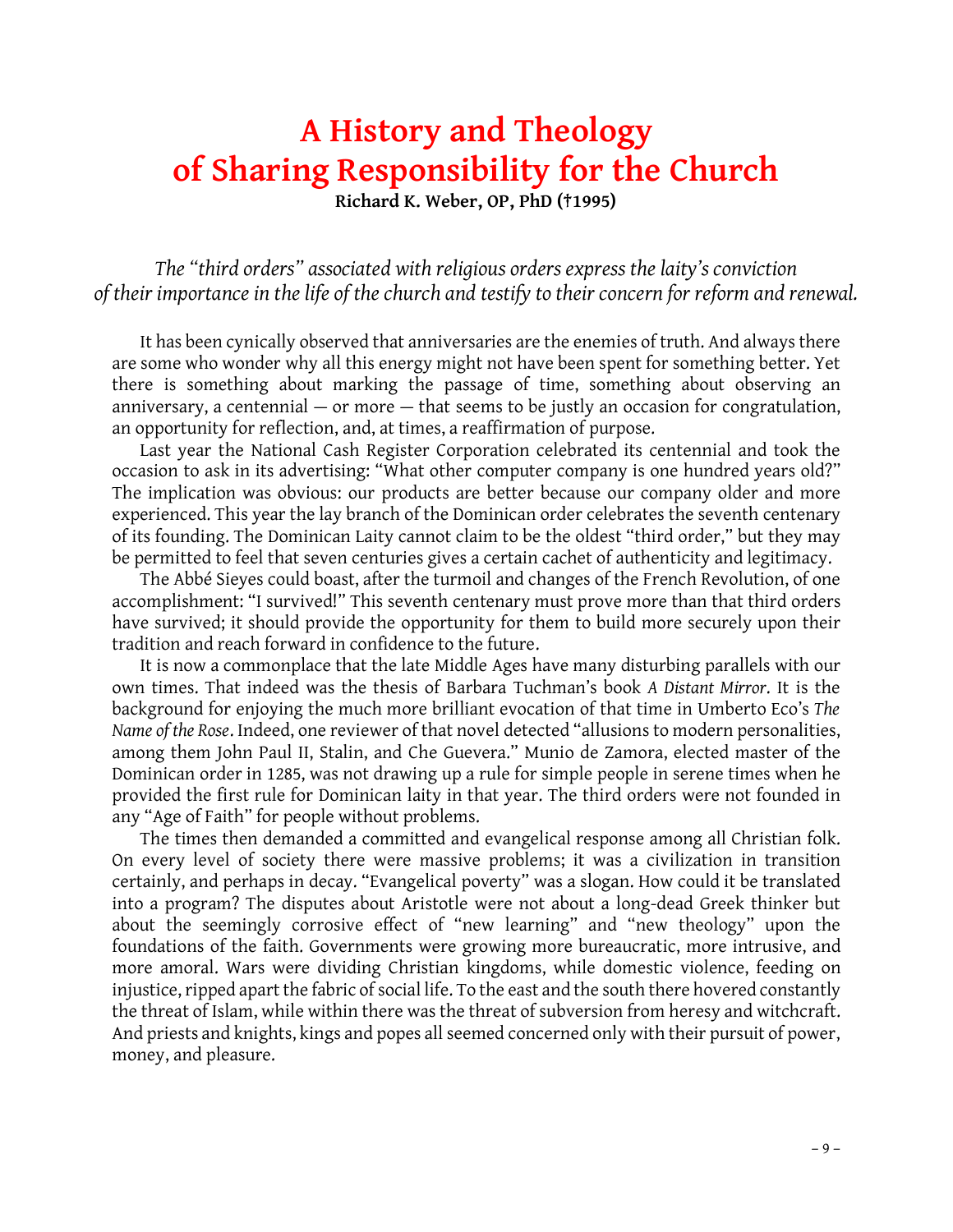# A History and Theology of Sharing Responsibility for the Church

**Richard K. Weber, OP, PhD (†1995)**

*The "third orders" associated with religious orders express the laity's conviction of their importance in the life of the church and testify to their concern for reform and renewal.*

It has been cynically observed that anniversaries are the enemies of truth. And always there are some who wonder why all this energy might not have been spent for something better. Yet there is something about marking the passage of time, something about observing an anniversary, a centennial — or more — that seems to be justly an occasion for congratulation, an opportunity for reflection, and, at times, a reaffirmation of purpose.

Last year the National Cash Register Corporation celebrated its centennial and took the occasion to ask in its advertising: "What other computer company is one hundred years old?" The implication was obvious: our products are better because our company older and more experienced. This year the lay branch of the Dominican order celebrates the seventh centenary of its founding. The Dominican Laity cannot claim to be the oldest "third order," but they may be permitted to feel that seven centuries gives a certain cachet of authenticity and legitimacy.

The Abbé Sieyes could boast, after the turmoil and changes of the French Revolution, of one accomplishment: "I survived!" This seventh centenary must prove more than that third orders have survived; it should provide the opportunity for them to build more securely upon their tradition and reach forward in confidence to the future.

It is now a commonplace that the late Middle Ages have many disturbing parallels with our own times. That indeed was the thesis of Barbara Tuchman's book *A Distant Mirror*. It is the background for enjoying the much more brilliant evocation of that time in Umberto Eco's *The Name of the Rose*. Indeed, one reviewer of that novel detected "allusions to modern personalities, among them John Paul II, Stalin, and Che Guevera." Munio de Zamora, elected master of the Dominican order in 1285, was not drawing up a rule for simple people in serene times when he provided the first rule for Dominican laity in that year. The third orders were not founded in any "Age of Faith" for people without problems.

The times then demanded a committed and evangelical response among all Christian folk. On every level of society there were massive problems; it was a civilization in transition certainly, and perhaps in decay. "Evangelical poverty" was a slogan. How could it be translated into a program? The disputes about Aristotle were not about a long-dead Greek thinker but about the seemingly corrosive effect of "new learning" and "new theology" upon the foundations of the faith. Governments were growing more bureaucratic, more intrusive, and more amoral. Wars were dividing Christian kingdoms, while domestic violence, feeding on injustice, ripped apart the fabric of social life. To the east and the south there hovered constantly the threat of Islam, while within there was the threat of subversion from heresy and witchcraft. And priests and knights, kings and popes all seemed concerned only with their pursuit of power, money, and pleasure.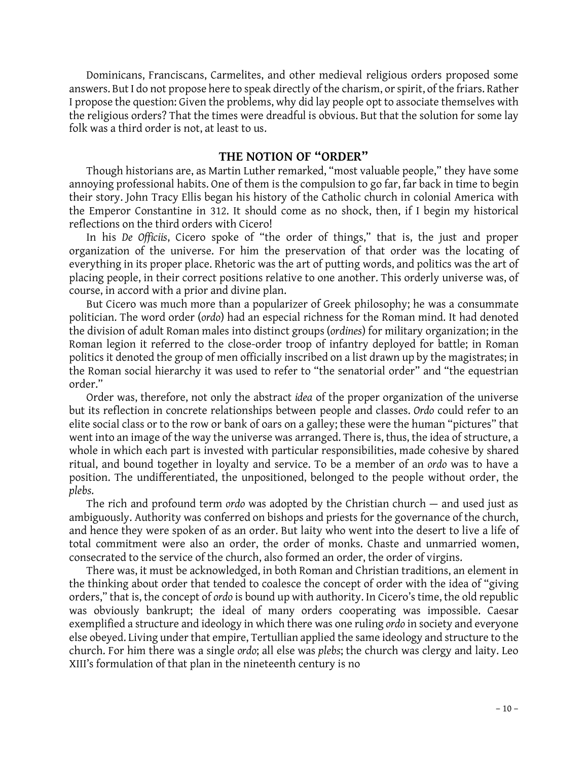Dominicans, Franciscans, Carmelites, and other medieval religious orders proposed some answers. But I do not propose here to speak directly of the charism, or spirit, of the friars. Rather I propose the question: Given the problems, why did lay people opt to associate themselves with the religious orders? That the times were dreadful is obvious. But that the solution for some lay folk was a third order is not, at least to us.

## THE NOTION OF "ORDER"

Though historians are, as Martin Luther remarked, "most valuable people," they have some annoying professional habits. One of them is the compulsion to go far, far back in time to begin their story. John Tracy Ellis began his history of the Catholic church in colonial America with the Emperor Constantine in 312. It should come as no shock, then, if I begin my historical reflections on the third orders with Cicero!

In his *De Officiis*, Cicero spoke of "the order of things," that is, the just and proper organization of the universe. For him the preservation of that order was the locating of everything in its proper place. Rhetoric was the art of putting words, and politics was the art of placing people, in their correct positions relative to one another. This orderly universe was, of course, in accord with a prior and divine plan.

But Cicero was much more than a popularizer of Greek philosophy; he was a consummate politician. The word order (*ordo*) had an especial richness for the Roman mind. It had denoted the division of adult Roman males into distinct groups (*ordines*) for military organization; in the Roman legion it referred to the close-order troop of infantry deployed for battle; in Roman politics it denoted the group of men officially inscribed on a list drawn up by the magistrates; in the Roman social hierarchy it was used to refer to "the senatorial order" and "the equestrian order."

Order was, therefore, not only the abstract *idea* of the proper organization of the universe but its reflection in concrete relationships between people and classes. *Ordo* could refer to an elite social class or to the row or bank of oars on a galley; these were the human "pictures" that went into an image of the way the universe was arranged. There is, thus, the idea of structure, a whole in which each part is invested with particular responsibilities, made cohesive by shared ritual, and bound together in loyalty and service. To be a member of an *ordo* was to have a position. The undifferentiated, the unpositioned, belonged to the people without order, the *plebs*.

The rich and profound term *ordo* was adopted by the Christian church — and used just as ambiguously. Authority was conferred on bishops and priests for the governance of the church, and hence they were spoken of as an order. But laity who went into the desert to live a life of total commitment were also an order, the order of monks. Chaste and unmarried women, consecrated to the service of the church, also formed an order, the order of virgins.

There was, it must be acknowledged, in both Roman and Christian traditions, an element in the thinking about order that tended to coalesce the concept of order with the idea of "giving orders," that is, the concept of *ordo* is bound up with authority. In Cicero's time, the old republic was obviously bankrupt; the ideal of many orders cooperating was impossible. Caesar exemplified a structure and ideology in which there was one ruling *ordo* in society and everyone else obeyed. Living under that empire, Tertullian applied the same ideology and structure to the church. For him there was a single *ordo*; all else was *plebs*; the church was clergy and laity. Leo XIII's formulation of that plan in the nineteenth century is no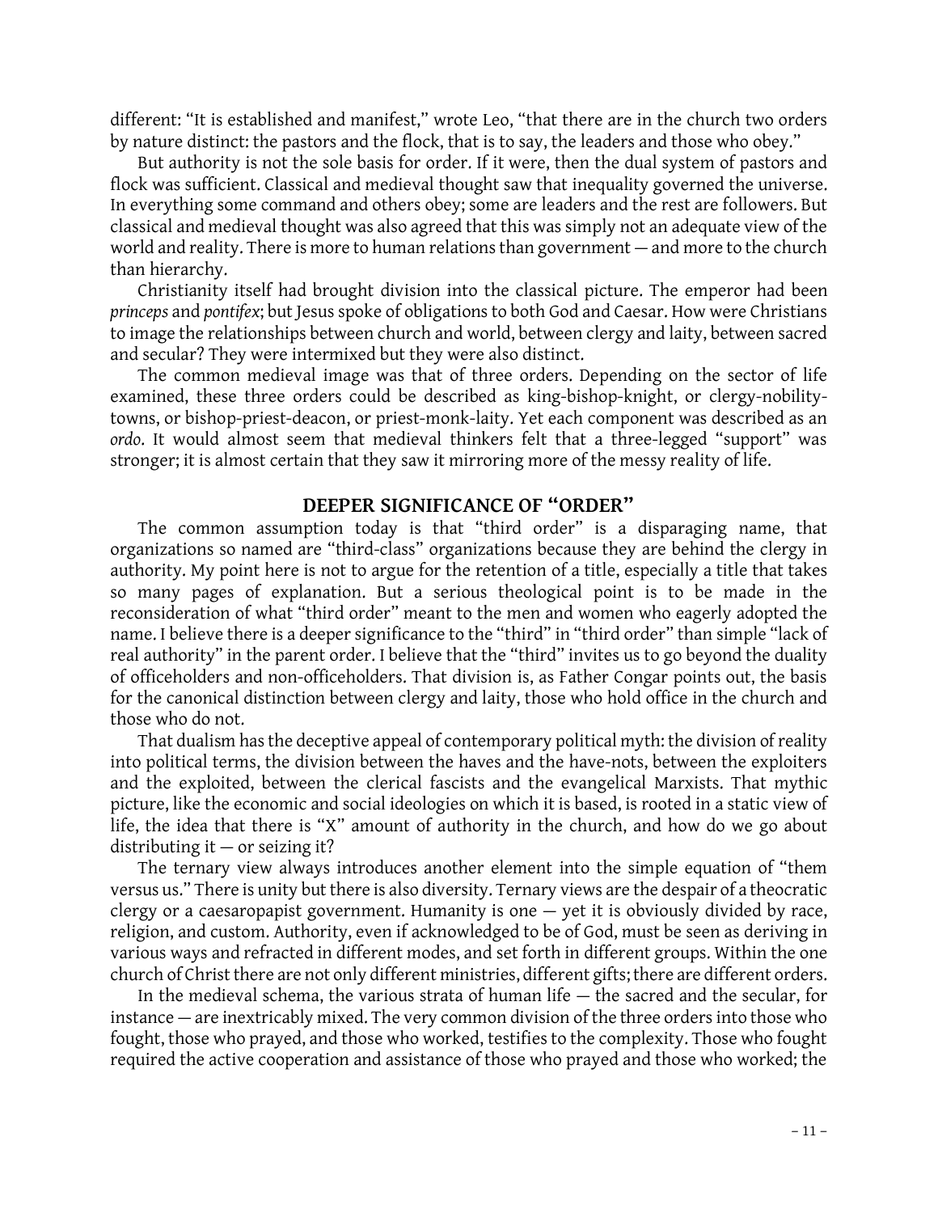different: "It is established and manifest," wrote Leo, "that there are in the church two orders by nature distinct: the pastors and the flock, that is to say, the leaders and those who obey."

But authority is not the sole basis for order. If it were, then the dual system of pastors and flock was sufficient. Classical and medieval thought saw that inequality governed the universe. In everything some command and others obey; some are leaders and the rest are followers. But classical and medieval thought was also agreed that this was simply not an adequate view of the world and reality. There is more to human relations than government — and more to the church than hierarchy.

Christianity itself had brought division into the classical picture. The emperor had been *princeps* and *pontifex*; but Jesus spoke of obligations to both God and Caesar. How were Christians to image the relationships between church and world, between clergy and laity, between sacred and secular? They were intermixed but they were also distinct.

The common medieval image was that of three orders. Depending on the sector of life examined, these three orders could be described as king-bishop-knight, or clergy-nobility-towns, or bishop-priest-deacon, or priest-monk-laity. Yet each component was described as an *ordo*. It would almost seem that medieval thinkers felt that a three-legged "support" was stronger; it is almost certain that they saw it mirroring more of the messy reality of life.

## DEEPER SIGNIFICANCE OF "ORDER"

The common assumption today is that "third order" is a disparaging name, that organizations so named are "third-class" organizations because they are behind the clergy in authority. My point here is not to argue for the retention of a title, especially a title that takes so many pages of explanation. But a serious theological point is to be made in the reconsideration of what "third order" meant to the men and women who eagerly adopted the name. I believe there is a deeper significance to the "third" in "third order" than simple "lack of real authority" in the parent order. I believe that the "third" invites us to go beyond the duality of officeholders and non-officeholders. That division is, as Father Congar points out, the basis for the canonical distinction between clergy and laity, those who hold office in the church and those who do not.

That dualism has the deceptive appeal of contemporary political myth: the division of reality into political terms, the division between the haves and the have-nots, between the exploiters and the exploited, between the clerical fascists and the evangelical Marxists. That mythic picture, like the economic and social ideologies on which it is based, is rooted in a static view of life, the idea that there is "X" amount of authority in the church, and how do we go about distributing it — or seizing it?

The ternary view always introduces another element into the simple equation of "them versus us." There is unity but there is also diversity. Ternary views are the despair of a theocratic clergy or a caesaropapist government. Humanity is one — yet it is obviously divided by race, religion, and custom. Authority, even if acknowledged to be of God, must be seen as deriving in various ways and refracted in different modes, and set forth in different groups. Within the one church of Christ there are not only different ministries, different gifts; there are different orders.

In the medieval schema, the various strata of human life — the sacred and the secular, for instance — are inextricably mixed. The very common division of the three orders into those who fought, those who prayed, and those who worked, testifies to the complexity. Those who fought required the active cooperation and assistance of those who prayed and those who worked; the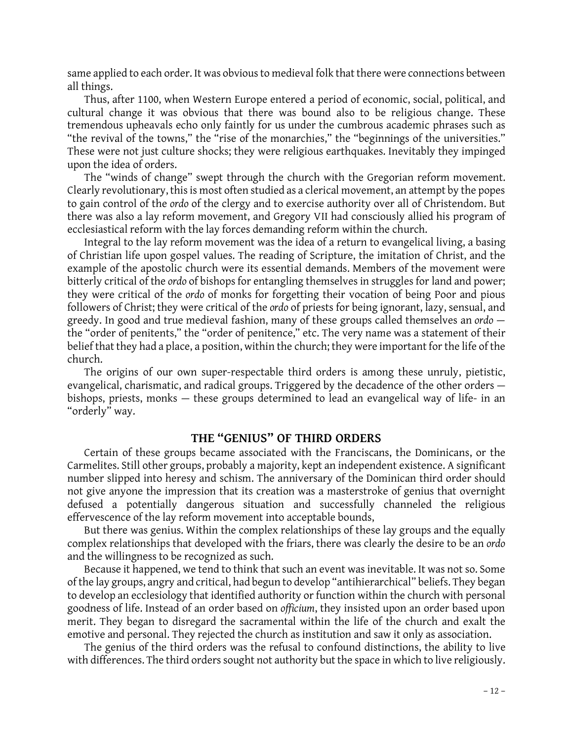same applied to each order. It was obvious to medieval folk that there were connections between all things.

Thus, after 1100, when Western Europe entered a period of economic, social, political, and cultural change it was obvious that there was bound also to be religious change. These tremendous upheavals echo only faintly for us under the cumbrous academic phrases such as "the revival of the towns," the "rise of the monarchies," the "beginnings of the universities." These were not just culture shocks; they were religious earthquakes. Inevitably they impinged upon the idea of orders.

The "winds of change" swept through the church with the Gregorian reform movement. Clearly revolutionary, this is most often studied as a clerical movement, an attempt by the popes to gain control of the *ordo* of the clergy and to exercise authority over all of Christendom. But there was also a lay reform movement, and Gregory VII had consciously allied his program of ecclesiastical reform with the lay forces demanding reform within the church.

Integral to the lay reform movement was the idea of a return to evangelical living, a basing of Christian life upon gospel values. The reading of Scripture, the imitation of Christ, and the example of the apostolic church were its essential demands. Members of the movement were bitterly critical of the *ordo* of bishops for entangling themselves in struggles for land and power; they were critical of the *ordo* of monks for forgetting their vocation of being Poor and pious followers of Christ; they were critical of the *ordo* of priests for being ignorant, lazy, sensual, and greedy. In good and true medieval fashion, many of these groups called themselves an *ordo* — the "order of penitents," the "order of penitence," etc. The very name was a statement of their belief that they had a place, a position, within the church; they were important for the life of the church.

The origins of our own super-respectable third orders is among these unruly, pietistic, evangelical, charismatic, and radical groups. Triggered by the decadence of the other orders — bishops, priests, monks — these groups determined to lead an evangelical way of life- in an "orderly" way.

## THE "GENIUS" OF THIRD ORDERS

Certain of these groups became associated with the Franciscans, the Dominicans, or the Carmelites. Still other groups, probably a majority, kept an independent existence. A significant number slipped into heresy and schism. The anniversary of the Dominican third order should not give anyone the impression that its creation was a masterstroke of genius that overnight defused a potentially dangerous situation and successfully channeled the religious effervescence of the lay reform movement into acceptable bounds,

But there was genius. Within the complex relationships of these lay groups and the equally complex relationships that developed with the friars, there was clearly the desire to be an *ordo* and the willingness to be recognized as such.

Because it happened, we tend to think that such an event was inevitable. It was not so. Some of the lay groups, angry and critical, had begun to develop "antihierarchical" beliefs. They began to develop an ecclesiology that identified authority or function within the church with personal goodness of life. Instead of an order based on *officium*, they insisted upon an order based upon merit. They began to disregard the sacramental within the life of the church and exalt the emotive and personal. They rejected the church as institution and saw it only as association.

The genius of the third orders was the refusal to confound distinctions, the ability to live with differences. The third orders sought not authority but the space in which to live religiously.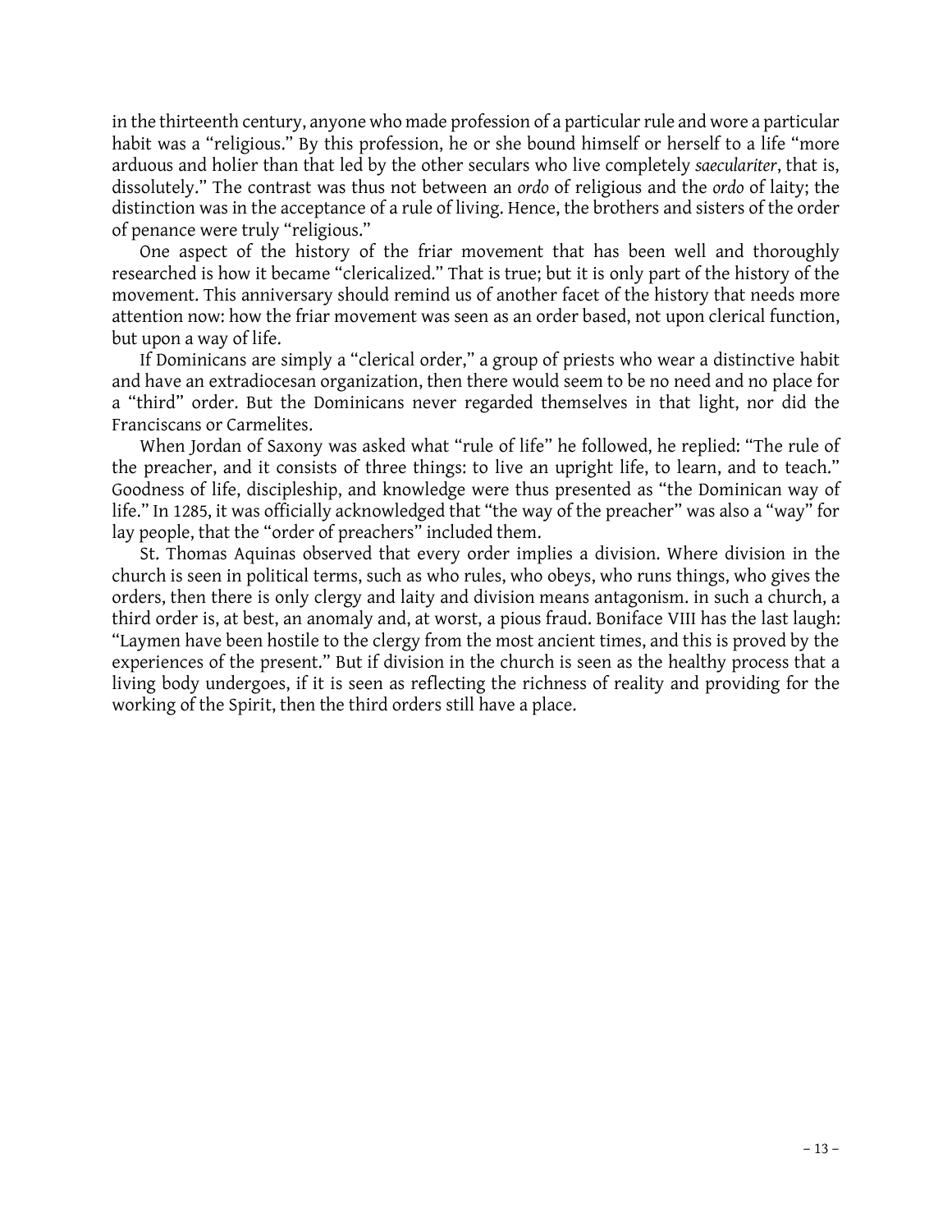in the thirteenth century, anyone who made profession of a particular rule and wore a particular habit was a "religious." By this profession, he or she bound himself or herself to a life "more arduous and holier than that led by the other seculars who live completely *saeculariter*, that is, dissolutely." The contrast was thus not between an *ordo* of religious and the *ordo* of laity; the distinction was in the acceptance of a rule of living. Hence, the brothers and sisters of the order of penance were truly "religious."

One aspect of the history of the friar movement that has been well and thoroughly researched is how it became "clericalized." That is true; but it is only part of the history of the movement. This anniversary should remind us of another facet of the history that needs more attention now: how the friar movement was seen as an order based, not upon clerical function, but upon a way of life.

If Dominicans are simply a "clerical order," a group of priests who wear a distinctive habit and have an extradiocesan organization, then there would seem to be no need and no place for a "third" order. But the Dominicans never regarded themselves in that light, nor did the Franciscans or Carmelites.

When Jordan of Saxony was asked what "rule of life" he followed, he replied: "The rule of the preacher, and it consists of three things: to live an upright life, to learn, and to teach." Goodness of life, discipleship, and knowledge were thus presented as "the Dominican way of life." In 1285, it was officially acknowledged that "the way of the preacher" was also a "way" for lay people, that the "order of preachers" included them.

St. Thomas Aquinas observed that every order implies a division. Where division in the church is seen in political terms, such as who rules, who obeys, who runs things, who gives the orders, then there is only clergy and laity and division means antagonism. in such a church, a third order is, at best, an anomaly and, at worst, a pious fraud. Boniface VIII has the last laugh: "Laymen have been hostile to the clergy from the most ancient times, and this is proved by the experiences of the present." But if division in the church is seen as the healthy process that a living body undergoes, if it is seen as reflecting the richness of reality and providing for the working of the Spirit, then the third orders still have a place.